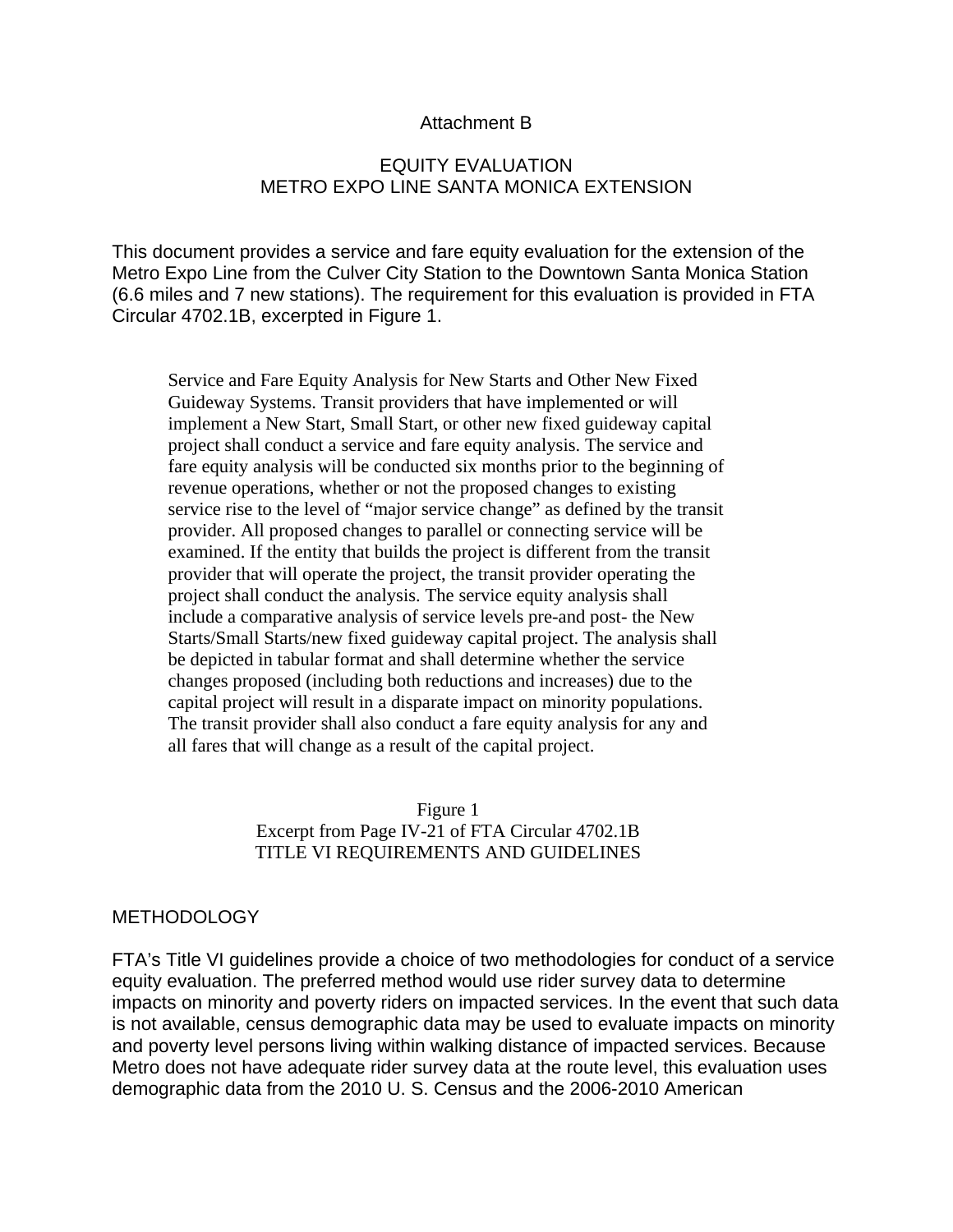Attachment B

# EQUITY EVALUATION
# METRO EXPO LINE SANTA MONICA EXTENSION

This document provides a service and fare equity evaluation for the extension of the Metro Expo Line from the Culver City Station to the Downtown Santa Monica Station (6.6 miles and 7 new stations). The requirement for this evaluation is provided in FTA Circular 4702.1B, excerpted in Figure 1.

> Service and Fare Equity Analysis for New Starts and Other New Fixed Guideway Systems. Transit providers that have implemented or will implement a New Start, Small Start, or other new fixed guideway capital project shall conduct a service and fare equity analysis. The service and fare equity analysis will be conducted six months prior to the beginning of revenue operations, whether or not the proposed changes to existing service rise to the level of "major service change" as defined by the transit provider. All proposed changes to parallel or connecting service will be examined. If the entity that builds the project is different from the transit provider that will operate the project, the transit provider operating the project shall conduct the analysis. The service equity analysis shall include a comparative analysis of service levels pre-and post- the New Starts/Small Starts/new fixed guideway capital project. The analysis shall be depicted in tabular format and shall determine whether the service changes proposed (including both reductions and increases) due to the capital project will result in a disparate impact on minority populations. The transit provider shall also conduct a fare equity analysis for any and all fares that will change as a result of the capital project.

Figure 1
Excerpt from Page IV-21 of FTA Circular 4702.1B
TITLE VI REQUIREMENTS AND GUIDELINES

## METHODOLOGY

FTA's Title VI guidelines provide a choice of two methodologies for conduct of a service equity evaluation. The preferred method would use rider survey data to determine impacts on minority and poverty riders on impacted services. In the event that such data is not available, census demographic data may be used to evaluate impacts on minority and poverty level persons living within walking distance of impacted services. Because Metro does not have adequate rider survey data at the route level, this evaluation uses demographic data from the 2010 U. S. Census and the 2006-2010 American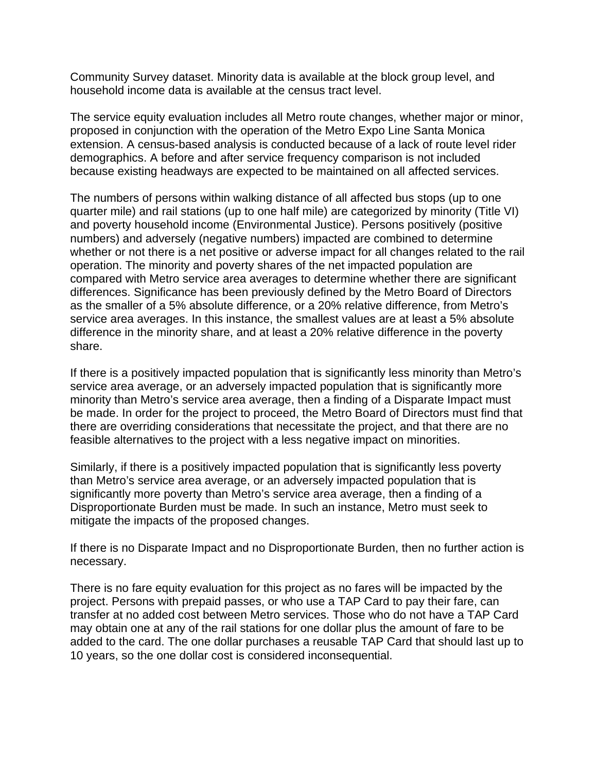Community Survey dataset. Minority data is available at the block group level, and household income data is available at the census tract level.

The service equity evaluation includes all Metro route changes, whether major or minor, proposed in conjunction with the operation of the Metro Expo Line Santa Monica extension. A census-based analysis is conducted because of a lack of route level rider demographics. A before and after service frequency comparison is not included because existing headways are expected to be maintained on all affected services.

The numbers of persons within walking distance of all affected bus stops (up to one quarter mile) and rail stations (up to one half mile) are categorized by minority (Title VI) and poverty household income (Environmental Justice). Persons positively (positive numbers) and adversely (negative numbers) impacted are combined to determine whether or not there is a net positive or adverse impact for all changes related to the rail operation. The minority and poverty shares of the net impacted population are compared with Metro service area averages to determine whether there are significant differences. Significance has been previously defined by the Metro Board of Directors as the smaller of a 5% absolute difference, or a 20% relative difference, from Metro's service area averages. In this instance, the smallest values are at least a 5% absolute difference in the minority share, and at least a 20% relative difference in the poverty share.

If there is a positively impacted population that is significantly less minority than Metro's service area average, or an adversely impacted population that is significantly more minority than Metro's service area average, then a finding of a Disparate Impact must be made. In order for the project to proceed, the Metro Board of Directors must find that there are overriding considerations that necessitate the project, and that there are no feasible alternatives to the project with a less negative impact on minorities.

Similarly, if there is a positively impacted population that is significantly less poverty than Metro's service area average, or an adversely impacted population that is significantly more poverty than Metro's service area average, then a finding of a Disproportionate Burden must be made. In such an instance, Metro must seek to mitigate the impacts of the proposed changes.

If there is no Disparate Impact and no Disproportionate Burden, then no further action is necessary.

There is no fare equity evaluation for this project as no fares will be impacted by the project. Persons with prepaid passes, or who use a TAP Card to pay their fare, can transfer at no added cost between Metro services. Those who do not have a TAP Card may obtain one at any of the rail stations for one dollar plus the amount of fare to be added to the card. The one dollar purchases a reusable TAP Card that should last up to 10 years, so the one dollar cost is considered inconsequential.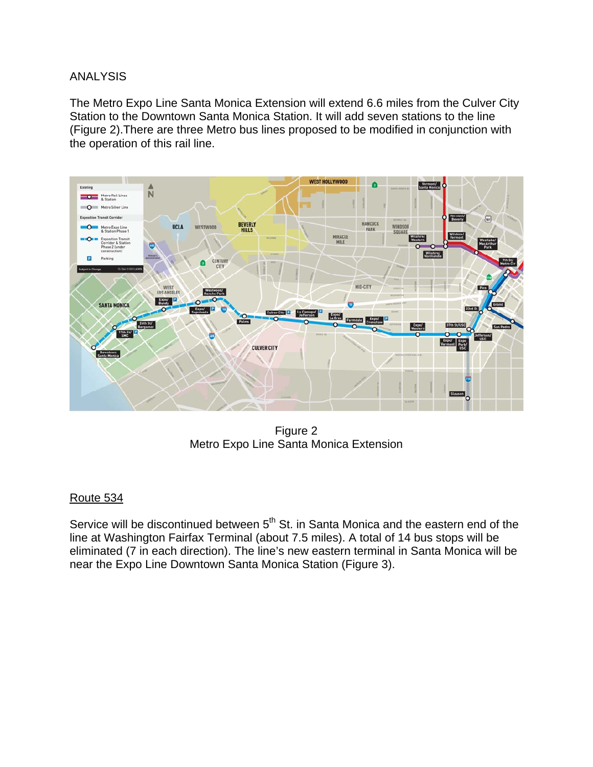ANALYSIS

The Metro Expo Line Santa Monica Extension will extend 6.6 miles from the Culver City Station to the Downtown Santa Monica Station. It will add seven stations to the line (Figure 2).There are three Metro bus lines proposed to be modified in conjunction with the operation of this rail line.

Figure 2
Metro Expo Line Santa Monica Extension

Route 534

Service will be discontinued between 5th St. in Santa Monica and the eastern end of the line at Washington Fairfax Terminal (about 7.5 miles). A total of 14 bus stops will be eliminated (7 in each direction). The line's new eastern terminal in Santa Monica will be near the Expo Line Downtown Santa Monica Station (Figure 3).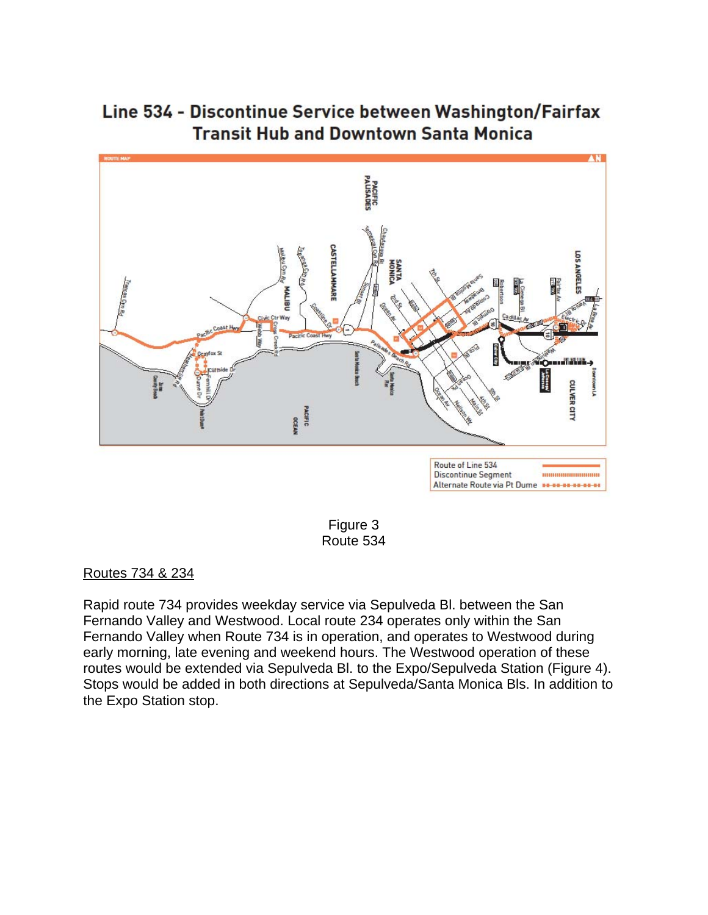# Line 534 - Discontinue Service between Washington/Fairfax Transit Hub and Downtown Santa Monica

Figure 3
Route 534

Routes 734 & 234

Rapid route 734 provides weekday service via Sepulveda Bl. between the San Fernando Valley and Westwood. Local route 234 operates only within the San Fernando Valley when Route 734 is in operation, and operates to Westwood during early morning, late evening and weekend hours. The Westwood operation of these routes would be extended via Sepulveda Bl. to the Expo/Sepulveda Station (Figure 4). Stops would be added in both directions at Sepulveda/Santa Monica Bls. In addition to the Expo Station stop.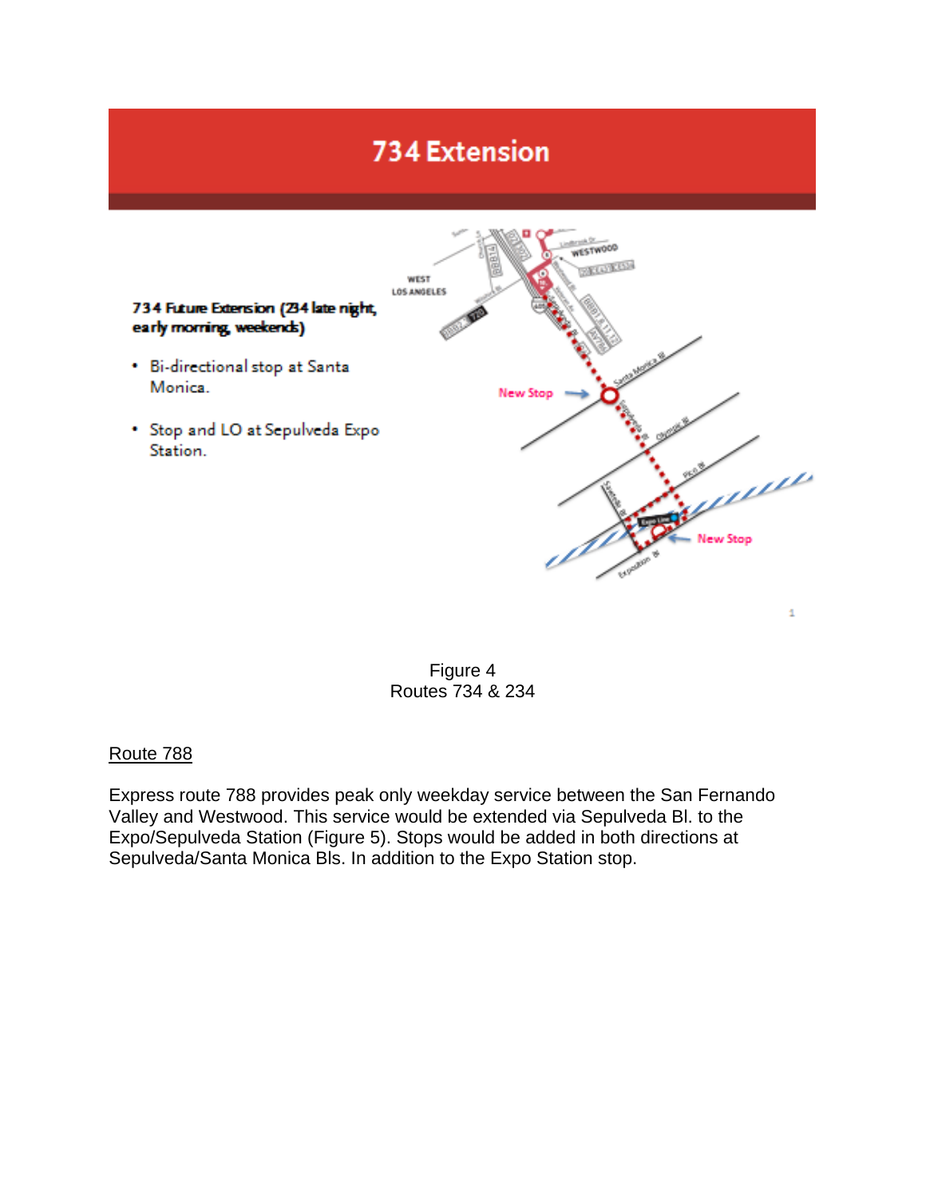## 734 Extension

**734 Future Extension (234 late night, early morning, weekends)**

- Bi-directional stop at Santa Monica.
- Stop and LO at Sepulveda Expo Station.

Figure 4
Routes 734 & 234

Route 788

Express route 788 provides peak only weekday service between the San Fernando Valley and Westwood. This service would be extended via Sepulveda Bl. to the Expo/Sepulveda Station (Figure 5). Stops would be added in both directions at Sepulveda/Santa Monica Bls. In addition to the Expo Station stop.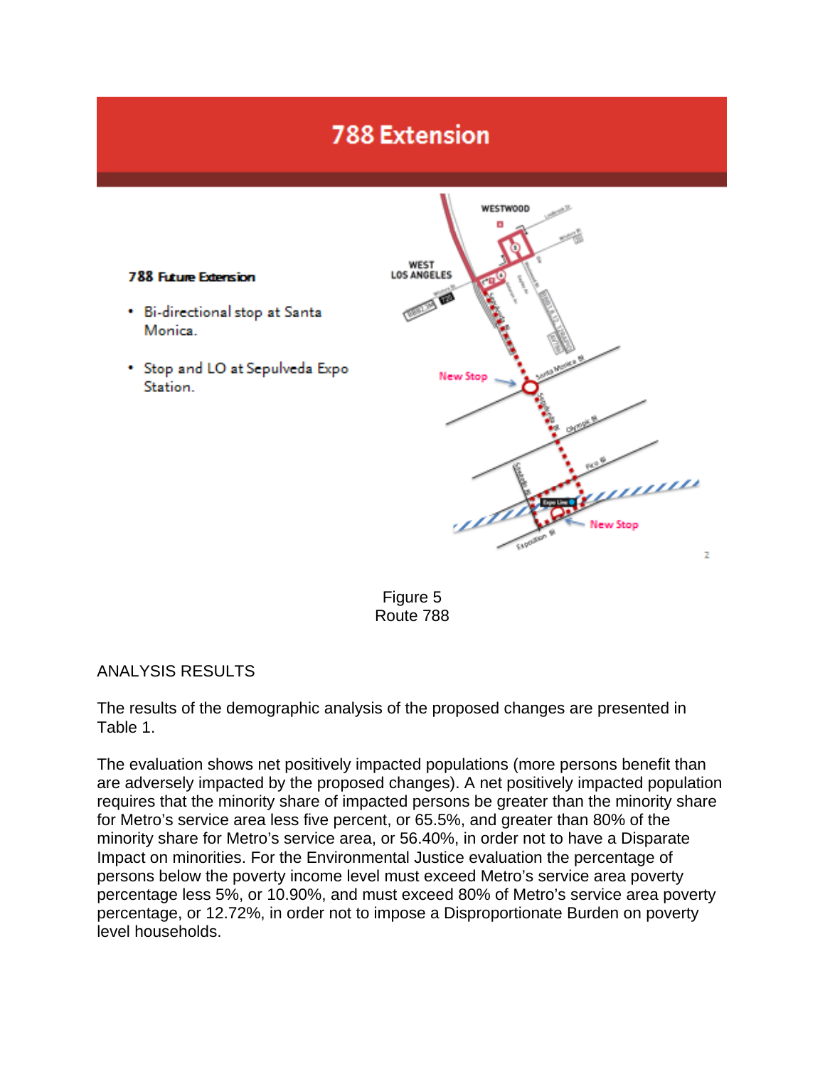# 788 Extension

**788 Future Extension**

- Bi-directional stop at Santa Monica.
- Stop and LO at Sepulveda Expo Station.

Figure 5
Route 788

ANALYSIS RESULTS

The results of the demographic analysis of the proposed changes are presented in Table 1.

The evaluation shows net positively impacted populations (more persons benefit than are adversely impacted by the proposed changes). A net positively impacted population requires that the minority share of impacted persons be greater than the minority share for Metro's service area less five percent, or 65.5%, and greater than 80% of the minority share for Metro's service area, or 56.40%, in order not to have a Disparate Impact on minorities. For the Environmental Justice evaluation the percentage of persons below the poverty income level must exceed Metro's service area poverty percentage less 5%, or 10.90%, and must exceed 80% of Metro's service area poverty percentage, or 12.72%, in order not to impose a Disproportionate Burden on poverty level households.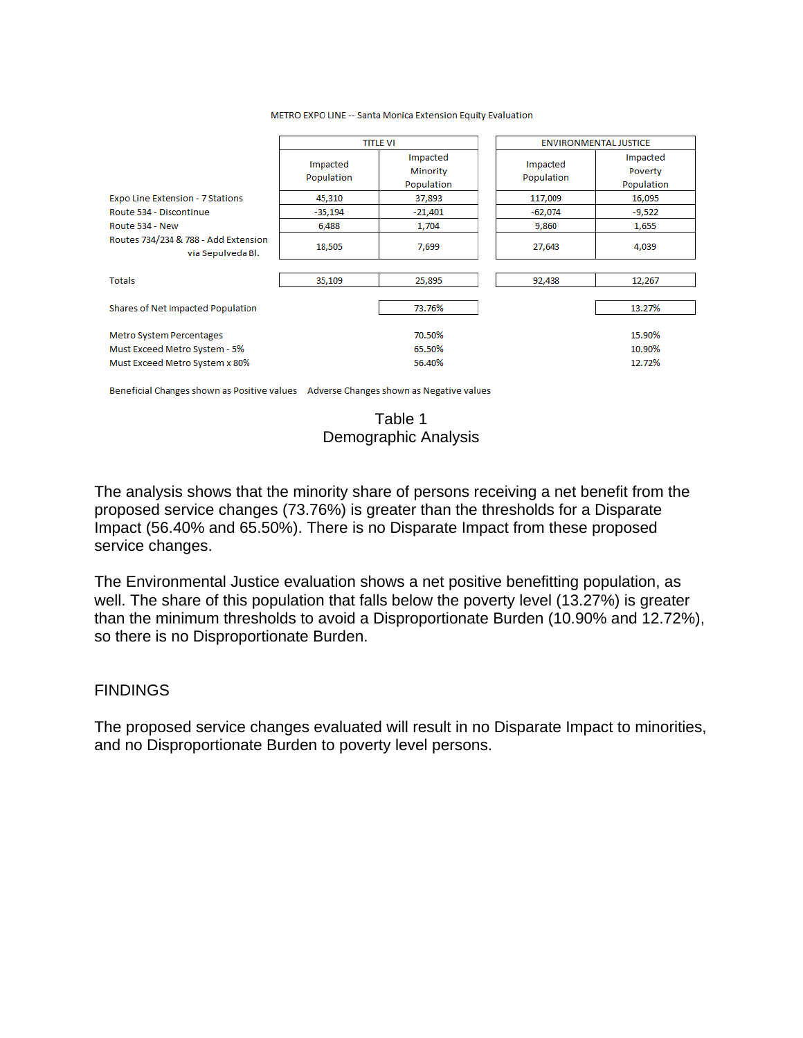METRO EXPO LINE -- Santa Monica Extension Equity Evaluation

| | TITLE VI | | ENVIRONMENTAL JUSTICE | |
|---|---|---|---|---|
| | Impacted Population | Impacted Minority Population | Impacted Population | Impacted Poverty Population |
| Expo Line Extension - 7 Stations | 45,310 | 37,893 | 117,009 | 16,095 |
| Route 534 - Discontinue | -35,194 | -21,401 | -62,074 | -9,522 |
| Route 534 - New | 6,488 | 1,704 | 9,860 | 1,655 |
| Routes 734/234 & 788 - Add Extension via Sepulveda Bl. | 18,505 | 7,699 | 27,643 | 4,039 |
| Totals | 35,109 | 25,895 | 92,438 | 12,267 |
| Shares of Net Impacted Population | | 73.76% | | 13.27% |
| Metro System Percentages | | 70.50% | | 15.90% |
| Must Exceed Metro System - 5% | | 65.50% | | 10.90% |
| Must Exceed Metro System x 80% | | 56.40% | | 12.72% |

Beneficial Changes shown as Positive values   Adverse Changes shown as Negative values

Table 1
Demographic Analysis

The analysis shows that the minority share of persons receiving a net benefit from the proposed service changes (73.76%) is greater than the thresholds for a Disparate Impact (56.40% and 65.50%). There is no Disparate Impact from these proposed service changes.

The Environmental Justice evaluation shows a net positive benefitting population, as well. The share of this population that falls below the poverty level (13.27%) is greater than the minimum thresholds to avoid a Disproportionate Burden (10.90% and 12.72%), so there is no Disproportionate Burden.

## FINDINGS

The proposed service changes evaluated will result in no Disparate Impact to minorities, and no Disproportionate Burden to poverty level persons.